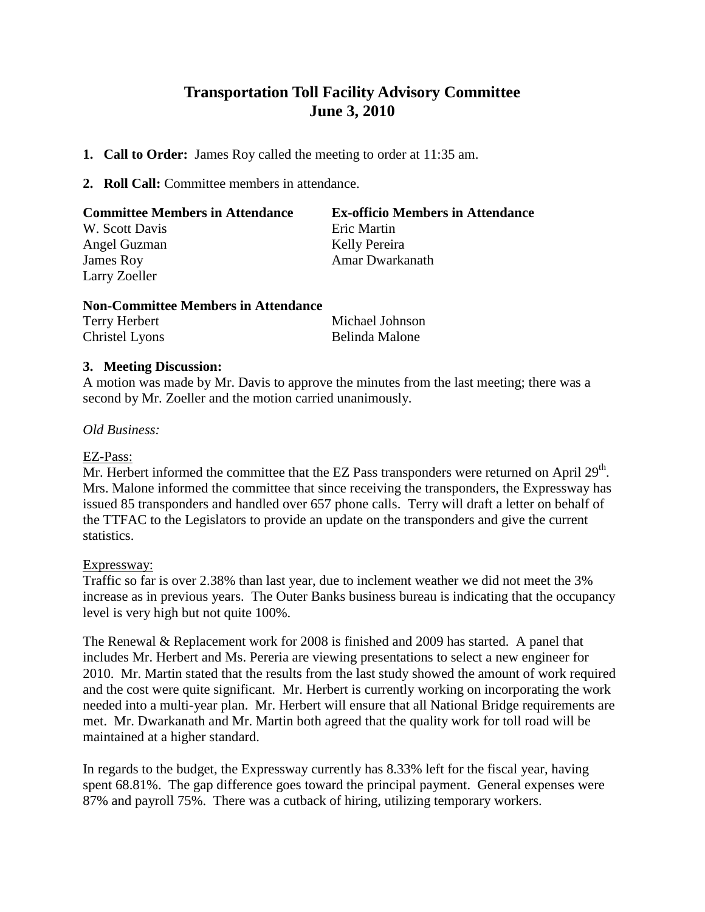# Transportation Toll Facility Advisory Committee
# June 3, 2010

1. **Call to Order:** James Roy called the meeting to order at 11:35 am.

2. **Roll Call:** Committee members in attendance.

| **Committee Members in Attendance** | **Ex-officio Members in Attendance** |
|---|---|
| W. Scott Davis | Eric Martin |
| Angel Guzman | Kelly Pereira |
| James Roy | Amar Dwarkanath |
| Larry Zoeller | |

**Non-Committee Members in Attendance**

| | |
|---|---|
| Terry Herbert | Michael Johnson |
| Christel Lyons | Belinda Malone |

3. **Meeting Discussion:**

A motion was made by Mr. Davis to approve the minutes from the last meeting; there was a second by Mr. Zoeller and the motion carried unanimously.

*Old Business:*

<u>EZ-Pass:</u>

Mr. Herbert informed the committee that the EZ Pass transponders were returned on April 29th. Mrs. Malone informed the committee that since receiving the transponders, the Expressway has issued 85 transponders and handled over 657 phone calls. Terry will draft a letter on behalf of the TTFAC to the Legislators to provide an update on the transponders and give the current statistics.

<u>Expressway:</u>

Traffic so far is over 2.38% than last year, due to inclement weather we did not meet the 3% increase as in previous years. The Outer Banks business bureau is indicating that the occupancy level is very high but not quite 100%.

The Renewal & Replacement work for 2008 is finished and 2009 has started. A panel that includes Mr. Herbert and Ms. Pereria are viewing presentations to select a new engineer for 2010. Mr. Martin stated that the results from the last study showed the amount of work required and the cost were quite significant. Mr. Herbert is currently working on incorporating the work needed into a multi-year plan. Mr. Herbert will ensure that all National Bridge requirements are met. Mr. Dwarkanath and Mr. Martin both agreed that the quality work for toll road will be maintained at a higher standard.

In regards to the budget, the Expressway currently has 8.33% left for the fiscal year, having spent 68.81%. The gap difference goes toward the principal payment. General expenses were 87% and payroll 75%. There was a cutback of hiring, utilizing temporary workers.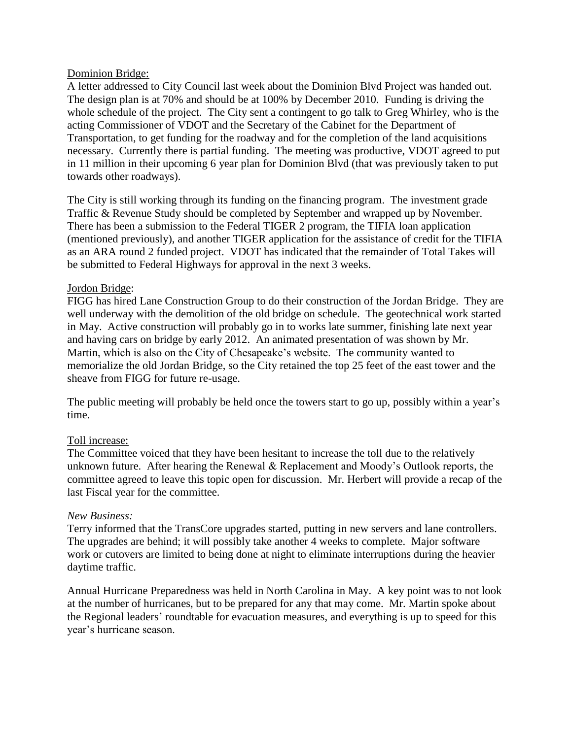Dominion Bridge:

A letter addressed to City Council last week about the Dominion Blvd Project was handed out. The design plan is at 70% and should be at 100% by December 2010. Funding is driving the whole schedule of the project. The City sent a contingent to go talk to Greg Whirley, who is the acting Commissioner of VDOT and the Secretary of the Cabinet for the Department of Transportation, to get funding for the roadway and for the completion of the land acquisitions necessary. Currently there is partial funding. The meeting was productive, VDOT agreed to put in 11 million in their upcoming 6 year plan for Dominion Blvd (that was previously taken to put towards other roadways).

The City is still working through its funding on the financing program. The investment grade Traffic & Revenue Study should be completed by September and wrapped up by November. There has been a submission to the Federal TIGER 2 program, the TIFIA loan application (mentioned previously), and another TIGER application for the assistance of credit for the TIFIA as an ARA round 2 funded project. VDOT has indicated that the remainder of Total Takes will be submitted to Federal Highways for approval in the next 3 weeks.

Jordon Bridge:

FIGG has hired Lane Construction Group to do their construction of the Jordan Bridge. They are well underway with the demolition of the old bridge on schedule. The geotechnical work started in May. Active construction will probably go in to works late summer, finishing late next year and having cars on bridge by early 2012. An animated presentation of was shown by Mr. Martin, which is also on the City of Chesapeake's website. The community wanted to memorialize the old Jordan Bridge, so the City retained the top 25 feet of the east tower and the sheave from FIGG for future re-usage.

The public meeting will probably be held once the towers start to go up, possibly within a year's time.

Toll increase:

The Committee voiced that they have been hesitant to increase the toll due to the relatively unknown future. After hearing the Renewal & Replacement and Moody's Outlook reports, the committee agreed to leave this topic open for discussion. Mr. Herbert will provide a recap of the last Fiscal year for the committee.

*New Business:*

Terry informed that the TransCore upgrades started, putting in new servers and lane controllers. The upgrades are behind; it will possibly take another 4 weeks to complete. Major software work or cutovers are limited to being done at night to eliminate interruptions during the heavier daytime traffic.

Annual Hurricane Preparedness was held in North Carolina in May. A key point was to not look at the number of hurricanes, but to be prepared for any that may come. Mr. Martin spoke about the Regional leaders' roundtable for evacuation measures, and everything is up to speed for this year's hurricane season.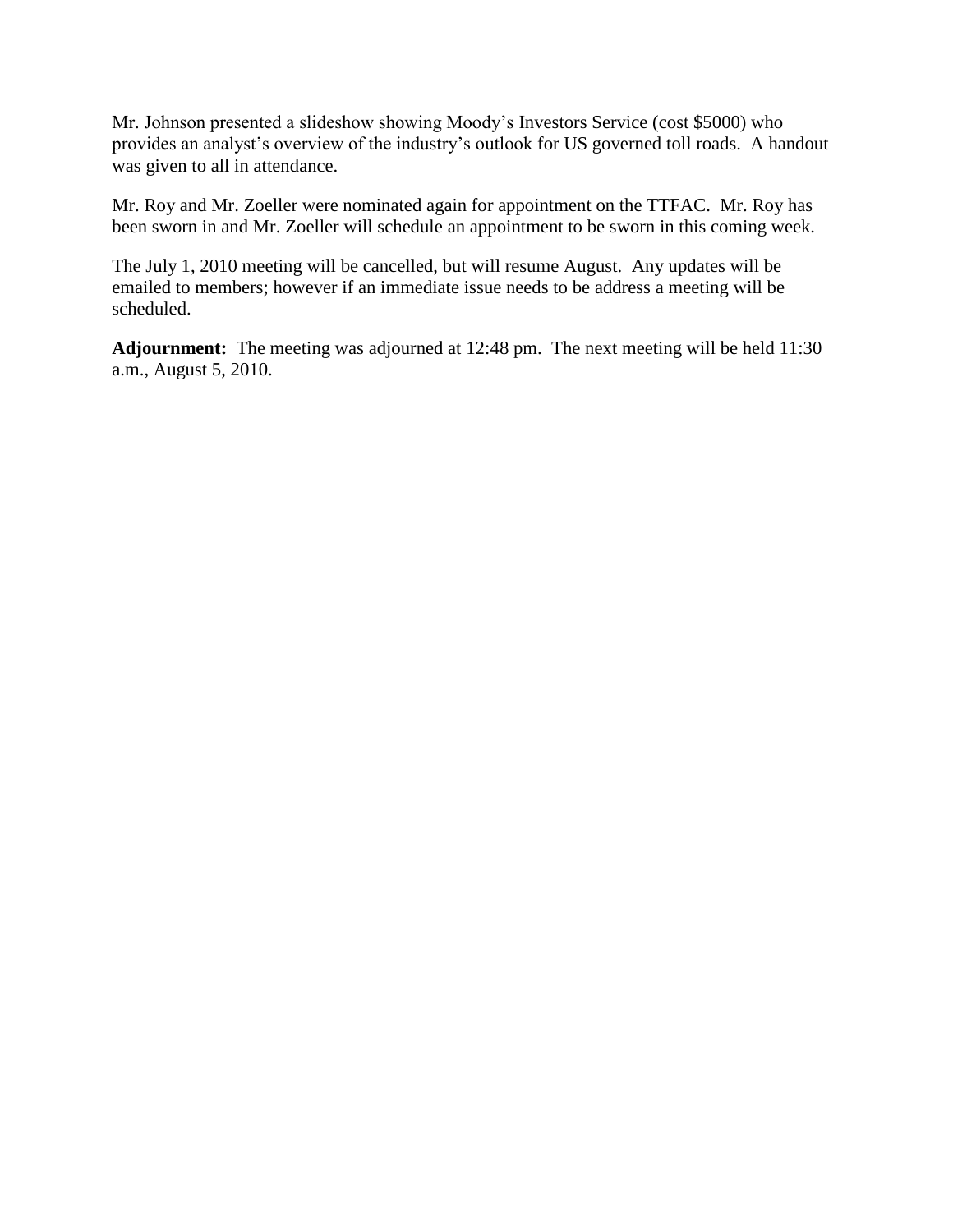Mr. Johnson presented a slideshow showing Moody's Investors Service (cost $5000) who provides an analyst's overview of the industry's outlook for US governed toll roads. A handout was given to all in attendance.

Mr. Roy and Mr. Zoeller were nominated again for appointment on the TTFAC. Mr. Roy has been sworn in and Mr. Zoeller will schedule an appointment to be sworn in this coming week.

The July 1, 2010 meeting will be cancelled, but will resume August. Any updates will be emailed to members; however if an immediate issue needs to be address a meeting will be scheduled.

**Adjournment:** The meeting was adjourned at 12:48 pm. The next meeting will be held 11:30 a.m., August 5, 2010.